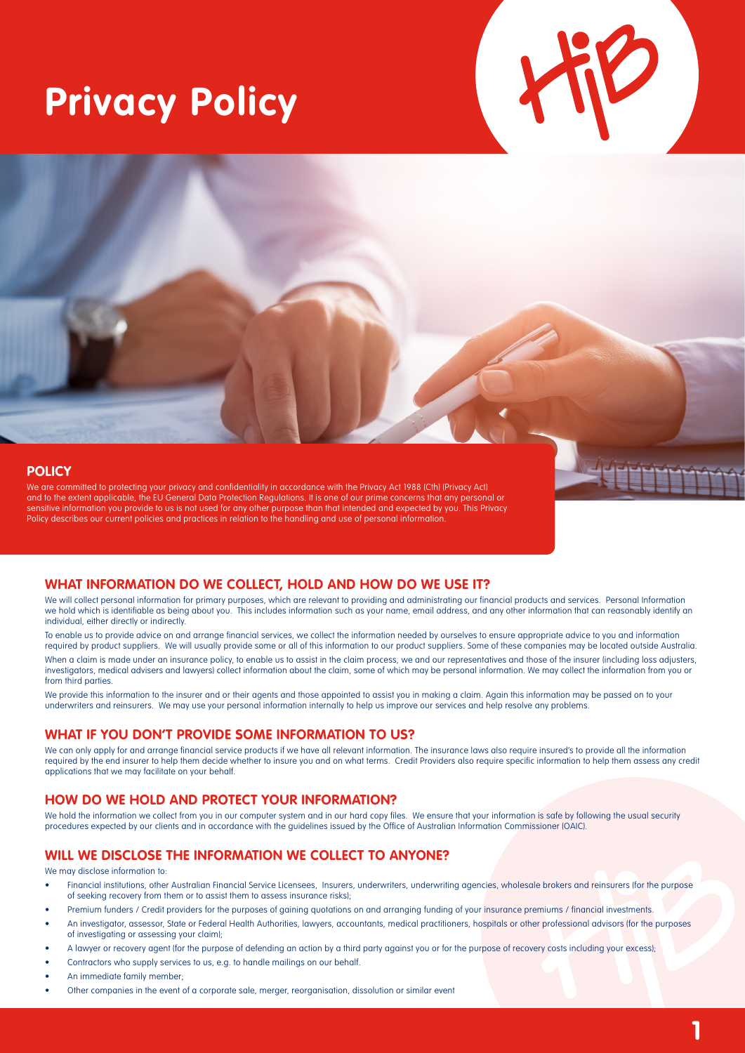# Privacy Policy

## POLICY

We are committed to protecting your privacy and confidentiality in accordance with the Privacy Act 1988 (Cth) (Privacy Act) and to the extent applicable, the EU General Data Protection Regulations. It is one of our prime concerns that any personal or sensitive information you provide to us is not used for any other purpose than that intended and expected by you. This Privacy Policy describes our current policies and practices in relation to the handling and use of personal information.

## WHAT INFORMATION DO WE COLLECT, HOLD AND HOW DO WE USE IT?

We will collect personal information for primary purposes, which are relevant to providing and administrating our financial products and services. Personal Information we hold which is identifiable as being about you. This includes information such as your name, email address, and any other information that can reasonably identify an individual, either directly or indirectly.

To enable us to provide advice on and arrange financial services, we collect the information needed by ourselves to ensure appropriate advice to you and information required by product suppliers. We will usually provide some or all of this information to our product suppliers. Some of these companies may be located outside Australia.

When a claim is made under an insurance policy, to enable us to assist in the claim process, we and our representatives and those of the insurer (including loss adjusters, investigators, medical advisers and lawyers) collect information about the claim, some of which may be personal information. We may collect the information from you or from third parties.

We provide this information to the insurer and or their agents and those appointed to assist you in making a claim. Again this information may be passed on to your underwriters and reinsurers. We may use your personal information internally to help us improve our services and help resolve any problems.

## WHAT IF YOU DON'T PROVIDE SOME INFORMATION TO US?

We can only apply for and arrange financial service products if we have all relevant information. The insurance laws also require insured's to provide all the information required by the end insurer to help them decide whether to insure you and on what terms. Credit Providers also require specific information to help them assess any credit applications that we may facilitate on your behalf.

## HOW DO WE HOLD AND PROTECT YOUR INFORMATION?

We hold the information we collect from you in our computer system and in our hard copy files. We ensure that your information is safe by following the usual security procedures expected by our clients and in accordance with the guidelines issued by the Office of Australian Information Commissioner (OAIC).

## WILL WE DISCLOSE THE INFORMATION WE COLLECT TO ANYONE?

We may disclose information to:

- Financial institutions, other Australian Financial Service Licensees, Insurers, underwriters, underwriting agencies, wholesale brokers and reinsurers (for the purpose of seeking recovery from them or to assist them to assess insurance risks);
- Premium funders / Credit providers for the purposes of gaining quotations on and arranging funding of your insurance premiums / financial investments.
- An investigator, assessor, State or Federal Health Authorities, lawyers, accountants, medical practitioners, hospitals or other professional advisors (for the purposes of investigating or assessing your claim);
- A lawyer or recovery agent (for the purpose of defending an action by a third party against you or for the purpose of recovery costs including your excess);
- Contractors who supply services to us, e.g. to handle mailings on our behalf.
- An immediate family member;
- Other companies in the event of a corporate sale, merger, reorganisation, dissolution or similar event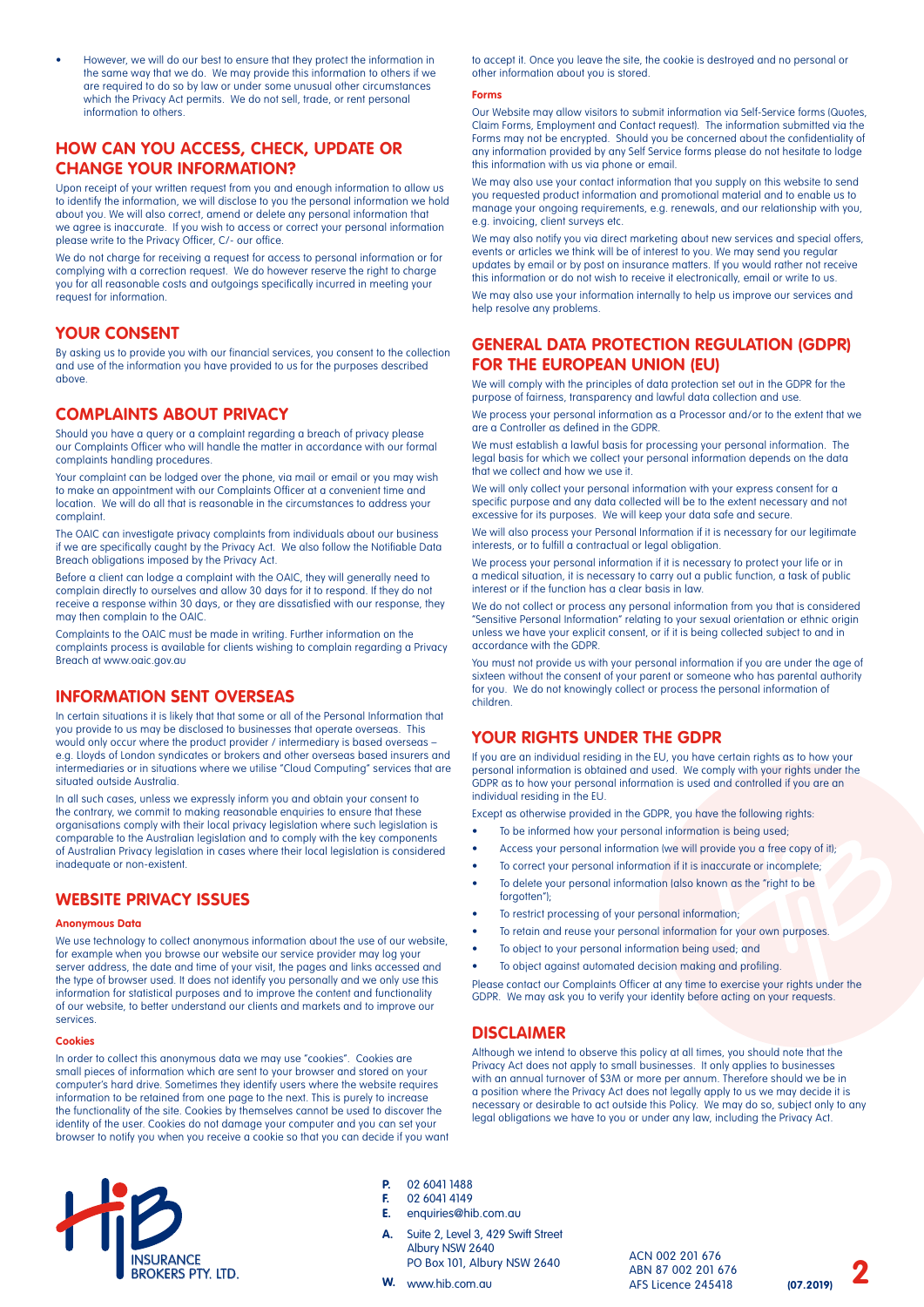- However, we will do our best to ensure that they protect the information in the same way that we do. We may provide this information to others if we are required to do so by law or under some unusual other circumstances which the Privacy Act permits. We do not sell, trade, or rent personal information to others.

## HOW CAN YOU ACCESS, CHECK, UPDATE OR CHANGE YOUR INFORMATION?

Upon receipt of your written request from you and enough information to allow us to identify the information, we will disclose to you the personal information we hold about you. We will also correct, amend or delete any personal information that we agree is inaccurate. If you wish to access or correct your personal information please write to the Privacy Officer, C/- our office.

We do not charge for receiving a request for access to personal information or for complying with a correction request. We do however reserve the right to charge you for all reasonable costs and outgoings specifically incurred in meeting your request for information.

## YOUR CONSENT

By asking us to provide you with our financial services, you consent to the collection and use of the information you have provided to us for the purposes described above.

## COMPLAINTS ABOUT PRIVACY

Should you have a query or a complaint regarding a breach of privacy please our Complaints Officer who will handle the matter in accordance with our formal complaints handling procedures.

Your complaint can be lodged over the phone, via mail or email or you may wish to make an appointment with our Complaints Officer at a convenient time and location. We will do all that is reasonable in the circumstances to address your complaint.

The OAIC can investigate privacy complaints from individuals about our business if we are specifically caught by the Privacy Act. We also follow the Notifiable Data Breach obligations imposed by the Privacy Act.

Before a client can lodge a complaint with the OAIC, they will generally need to complain directly to ourselves and allow 30 days for it to respond. If they do not receive a response within 30 days, or they are dissatisfied with our response, they may then complain to the OAIC.

Complaints to the OAIC must be made in writing. Further information on the complaints process is available for clients wishing to complain regarding a Privacy Breach at www.oaic.gov.au

## INFORMATION SENT OVERSEAS

In certain situations it is likely that that some or all of the Personal Information that you provide to us may be disclosed to businesses that operate overseas. This would only occur where the product provider / intermediary is based overseas – e.g. Lloyds of London syndicates or brokers and other overseas based insurers and intermediaries or in situations where we utilise "Cloud Computing" services that are situated outside Australia.

In all such cases, unless we expressly inform you and obtain your consent to the contrary, we commit to making reasonable enquiries to ensure that these organisations comply with their local privacy legislation where such legislation is comparable to the Australian legislation and to comply with the key components of Australian Privacy legislation in cases where their local legislation is considered inadequate or non-existent.

## WEBSITE PRIVACY ISSUES

### Anonymous Data

We use technology to collect anonymous information about the use of our website, for example when you browse our website our service provider may log your server address, the date and time of your visit, the pages and links accessed and the type of browser used. It does not identify you personally and we only use this information for statistical purposes and to improve the content and functionality of our website, to better understand our clients and markets and to improve our services.

### Cookies

In order to collect this anonymous data we may use "cookies". Cookies are small pieces of information which are sent to your browser and stored on your computer's hard drive. Sometimes they identify users where the website requires information to be retained from one page to the next. This is purely to increase the functionality of the site. Cookies by themselves cannot be used to discover the identity of the user. Cookies do not damage your computer and you can set your browser to notify you when you receive a cookie so that you can decide if you want to accept it. Once you leave the site, the cookie is destroyed and no personal or other information about you is stored.

### Forms

Our Website may allow visitors to submit information via Self-Service forms (Quotes, Claim Forms, Employment and Contact request). The information submitted via the Forms may not be encrypted. Should you be concerned about the confidentiality of any information provided by any Self Service forms please do not hesitate to lodge this information with us via phone or email.

We may also use your contact information that you supply on this website to send you requested product information and promotional material and to enable us to manage your ongoing requirements, e.g. renewals, and our relationship with you, e.g. invoicing, client surveys etc.

We may also notify you via direct marketing about new services and special offers, events or articles we think will be of interest to you. We may send you regular updates by email or by post on insurance matters. If you would rather not receive this information or do not wish to receive it electronically, email or write to us.

We may also use your information internally to help us improve our services and help resolve any problems.

## GENERAL DATA PROTECTION REGULATION (GDPR) FOR THE EUROPEAN UNION (EU)

We will comply with the principles of data protection set out in the GDPR for the purpose of fairness, transparency and lawful data collection and use.

We process your personal information as a Processor and/or to the extent that we are a Controller as defined in the GDPR.

We must establish a lawful basis for processing your personal information. The legal basis for which we collect your personal information depends on the data that we collect and how we use it.

We will only collect your personal information with your express consent for a specific purpose and any data collected will be to the extent necessary and not excessive for its purposes. We will keep your data safe and secure.

We will also process your Personal Information if it is necessary for our legitimate interests, or to fulfill a contractual or legal obligation.

We process your personal information if it is necessary to protect your life or in a medical situation, it is necessary to carry out a public function, a task of public interest or if the function has a clear basis in law.

We do not collect or process any personal information from you that is considered "Sensitive Personal Information" relating to your sexual orientation or ethnic origin unless we have your explicit consent, or if it is being collected subject to and in accordance with the GDPR.

You must not provide us with your personal information if you are under the age of sixteen without the consent of your parent or someone who has parental authority for you. We do not knowingly collect or process the personal information of children.

## YOUR RIGHTS UNDER THE GDPR

If you are an individual residing in the EU, you have certain rights as to how your personal information is obtained and used. We comply with your rights under the GDPR as to how your personal information is used and controlled if you are an individual residing in the EU.

Except as otherwise provided in the GDPR, you have the following rights:

- To be informed how your personal information is being used;
- Access your personal information (we will provide you a free copy of it);
- To correct your personal information if it is inaccurate or incomplete;
- To delete your personal information (also known as the "right to be forgotten");
- To restrict processing of your personal information;
- To retain and reuse your personal information for your own purposes.
- To object to your personal information being used; and
- To object against automated decision making and profiling.

Please contact our Complaints Officer at any time to exercise your rights under the GDPR. We may ask you to verify your identity before acting on your requests.

## DISCLAIMER

Although we intend to observe this policy at all times, you should note that the Privacy Act does not apply to small businesses. It only applies to businesses with an annual turnover of $3M or more per annum. Therefore should we be in a position where the Privacy Act does not legally apply to us we may decide it is necessary or desirable to act outside this Policy. We may do so, subject only to any legal obligations we have to you or under any law, including the Privacy Act.

HIB INSURANCE BROKERS PTY. LTD.

**P.** 02 6041 1488
**F.** 02 6041 4149
**E.** enquiries@hib.com.au
**A.** Suite 2, Level 3, 429 Swift Street
Albury NSW 2640
PO Box 101, Albury NSW 2640
**W.** www.hib.com.au

ACN 002 201 676
ABN 87 002 201 676
AFS Licence 245418

**(07.2019)**